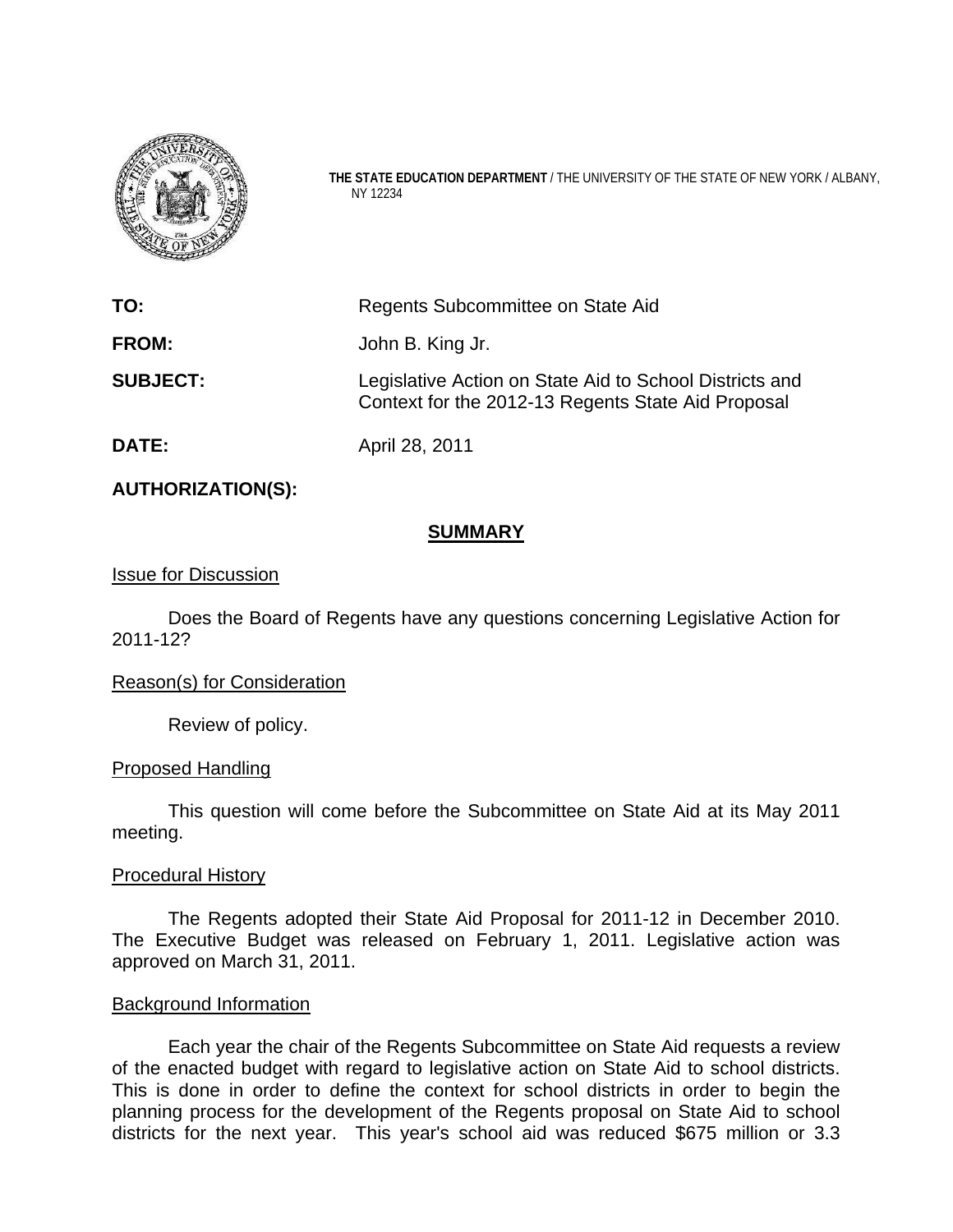**THE STATE EDUCATION DEPARTMENT** / THE UNIVERSITY OF THE STATE OF NEW YORK / ALBANY, NY 12234

| | |
|---|---|
| **TO:** | Regents Subcommittee on State Aid |
| **FROM:** | John B. King Jr. |
| **SUBJECT:** | Legislative Action on State Aid to School Districts and Context for the 2012-13 Regents State Aid Proposal |
| **DATE:** | April 28, 2011 |

**AUTHORIZATION(S):**

## SUMMARY

Issue for Discussion

Does the Board of Regents have any questions concerning Legislative Action for 2011-12?

Reason(s) for Consideration

Review of policy.

Proposed Handling

This question will come before the Subcommittee on State Aid at its May 2011 meeting.

Procedural History

The Regents adopted their State Aid Proposal for 2011-12 in December 2010. The Executive Budget was released on February 1, 2011. Legislative action was approved on March 31, 2011.

Background Information

Each year the chair of the Regents Subcommittee on State Aid requests a review of the enacted budget with regard to legislative action on State Aid to school districts. This is done in order to define the context for school districts in order to begin the planning process for the development of the Regents proposal on State Aid to school districts for the next year. This year's school aid was reduced $675 million or 3.3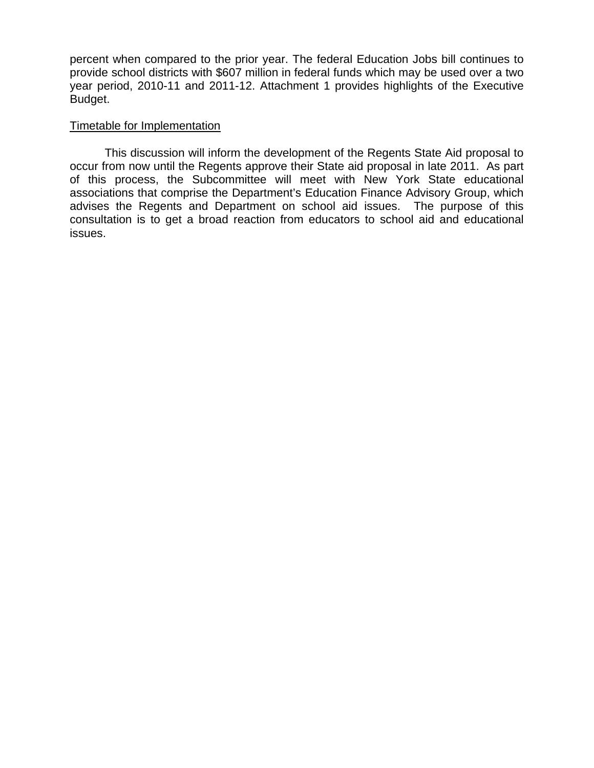percent when compared to the prior year. The federal Education Jobs bill continues to provide school districts with $607 million in federal funds which may be used over a two year period, 2010-11 and 2011-12. Attachment 1 provides highlights of the Executive Budget.

<u>Timetable for Implementation</u>

This discussion will inform the development of the Regents State Aid proposal to occur from now until the Regents approve their State aid proposal in late 2011. As part of this process, the Subcommittee will meet with New York State educational associations that comprise the Department's Education Finance Advisory Group, which advises the Regents and Department on school aid issues. The purpose of this consultation is to get a broad reaction from educators to school aid and educational issues.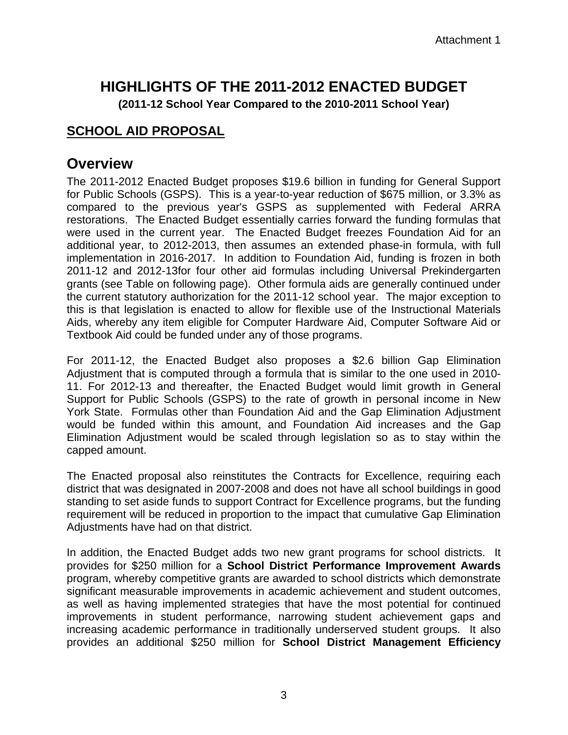Attachment 1

# HIGHLIGHTS OF THE 2011-2012 ENACTED BUDGET

**(2011-12 School Year Compared to the 2010-2011 School Year)**

## SCHOOL AID PROPOSAL

## Overview

The 2011-2012 Enacted Budget proposes $19.6 billion in funding for General Support for Public Schools (GSPS). This is a year-to-year reduction of $675 million, or 3.3% as compared to the previous year's GSPS as supplemented with Federal ARRA restorations. The Enacted Budget essentially carries forward the funding formulas that were used in the current year. The Enacted Budget freezes Foundation Aid for an additional year, to 2012-2013, then assumes an extended phase-in formula, with full implementation in 2016-2017. In addition to Foundation Aid, funding is frozen in both 2011-12 and 2012-13for four other aid formulas including Universal Prekindergarten grants (see Table on following page). Other formula aids are generally continued under the current statutory authorization for the 2011-12 school year. The major exception to this is that legislation is enacted to allow for flexible use of the Instructional Materials Aids, whereby any item eligible for Computer Hardware Aid, Computer Software Aid or Textbook Aid could be funded under any of those programs.

For 2011-12, the Enacted Budget also proposes a $2.6 billion Gap Elimination Adjustment that is computed through a formula that is similar to the one used in 2010-11. For 2012-13 and thereafter, the Enacted Budget would limit growth in General Support for Public Schools (GSPS) to the rate of growth in personal income in New York State. Formulas other than Foundation Aid and the Gap Elimination Adjustment would be funded within this amount, and Foundation Aid increases and the Gap Elimination Adjustment would be scaled through legislation so as to stay within the capped amount.

The Enacted proposal also reinstitutes the Contracts for Excellence, requiring each district that was designated in 2007-2008 and does not have all school buildings in good standing to set aside funds to support Contract for Excellence programs, but the funding requirement will be reduced in proportion to the impact that cumulative Gap Elimination Adjustments have had on that district.

In addition, the Enacted Budget adds two new grant programs for school districts. It provides for $250 million for a **School District Performance Improvement Awards** program, whereby competitive grants are awarded to school districts which demonstrate significant measurable improvements in academic achievement and student outcomes, as well as having implemented strategies that have the most potential for continued improvements in student performance, narrowing student achievement gaps and increasing academic performance in traditionally underserved student groups. It also provides an additional $250 million for **School District Management Efficiency**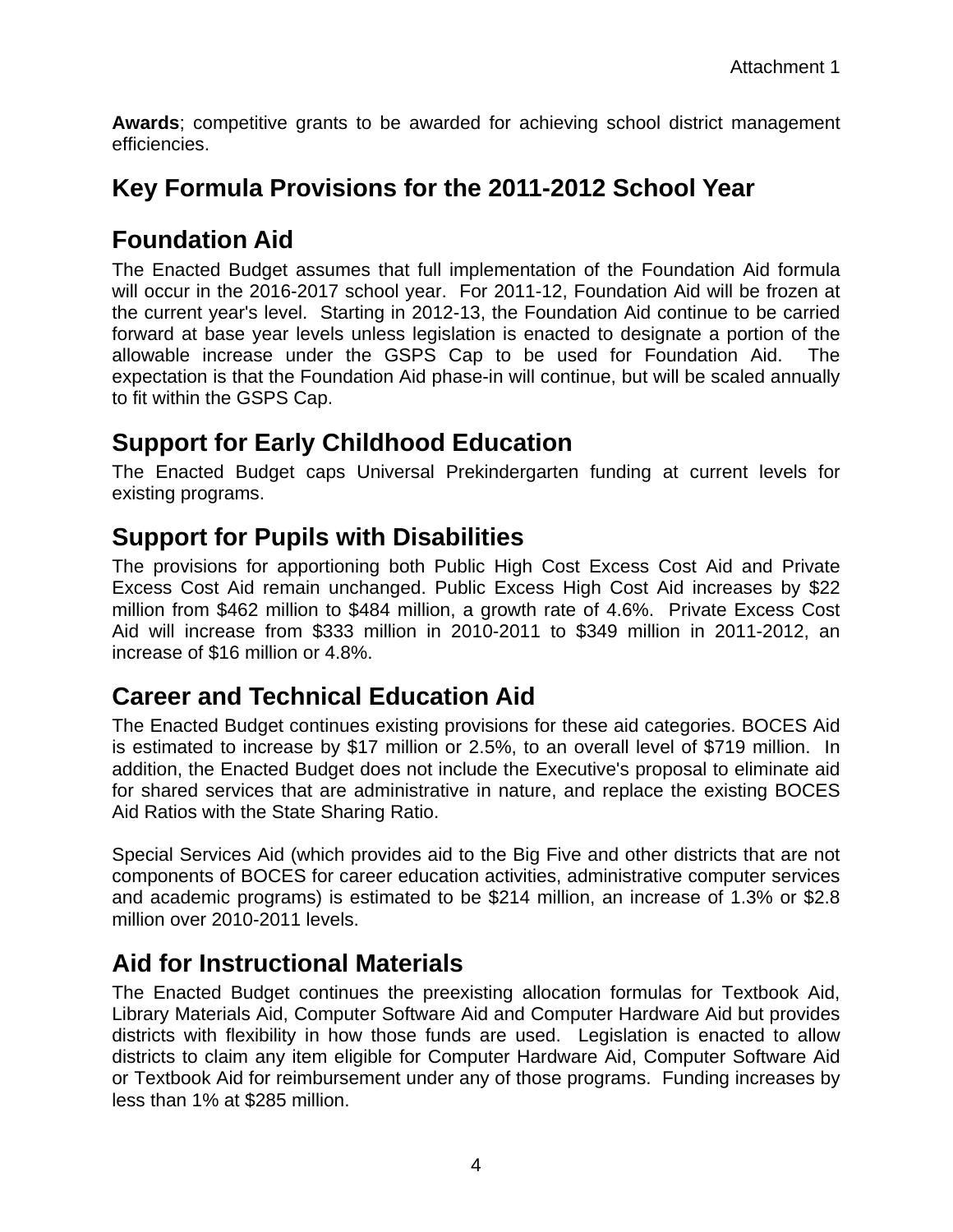**Awards**; competitive grants to be awarded for achieving school district management efficiencies.

# Key Formula Provisions for the 2011-2012 School Year

## Foundation Aid

The Enacted Budget assumes that full implementation of the Foundation Aid formula will occur in the 2016-2017 school year. For 2011-12, Foundation Aid will be frozen at the current year's level. Starting in 2012-13, the Foundation Aid continue to be carried forward at base year levels unless legislation is enacted to designate a portion of the allowable increase under the GSPS Cap to be used for Foundation Aid. The expectation is that the Foundation Aid phase-in will continue, but will be scaled annually to fit within the GSPS Cap.

## Support for Early Childhood Education

The Enacted Budget caps Universal Prekindergarten funding at current levels for existing programs.

## Support for Pupils with Disabilities

The provisions for apportioning both Public High Cost Excess Cost Aid and Private Excess Cost Aid remain unchanged. Public Excess High Cost Aid increases by $22 million from $462 million to $484 million, a growth rate of 4.6%. Private Excess Cost Aid will increase from $333 million in 2010-2011 to $349 million in 2011-2012, an increase of $16 million or 4.8%.

## Career and Technical Education Aid

The Enacted Budget continues existing provisions for these aid categories. BOCES Aid is estimated to increase by $17 million or 2.5%, to an overall level of $719 million. In addition, the Enacted Budget does not include the Executive's proposal to eliminate aid for shared services that are administrative in nature, and replace the existing BOCES Aid Ratios with the State Sharing Ratio.

Special Services Aid (which provides aid to the Big Five and other districts that are not components of BOCES for career education activities, administrative computer services and academic programs) is estimated to be $214 million, an increase of 1.3% or $2.8 million over 2010-2011 levels.

## Aid for Instructional Materials

The Enacted Budget continues the preexisting allocation formulas for Textbook Aid, Library Materials Aid, Computer Software Aid and Computer Hardware Aid but provides districts with flexibility in how those funds are used. Legislation is enacted to allow districts to claim any item eligible for Computer Hardware Aid, Computer Software Aid or Textbook Aid for reimbursement under any of those programs. Funding increases by less than 1% at $285 million.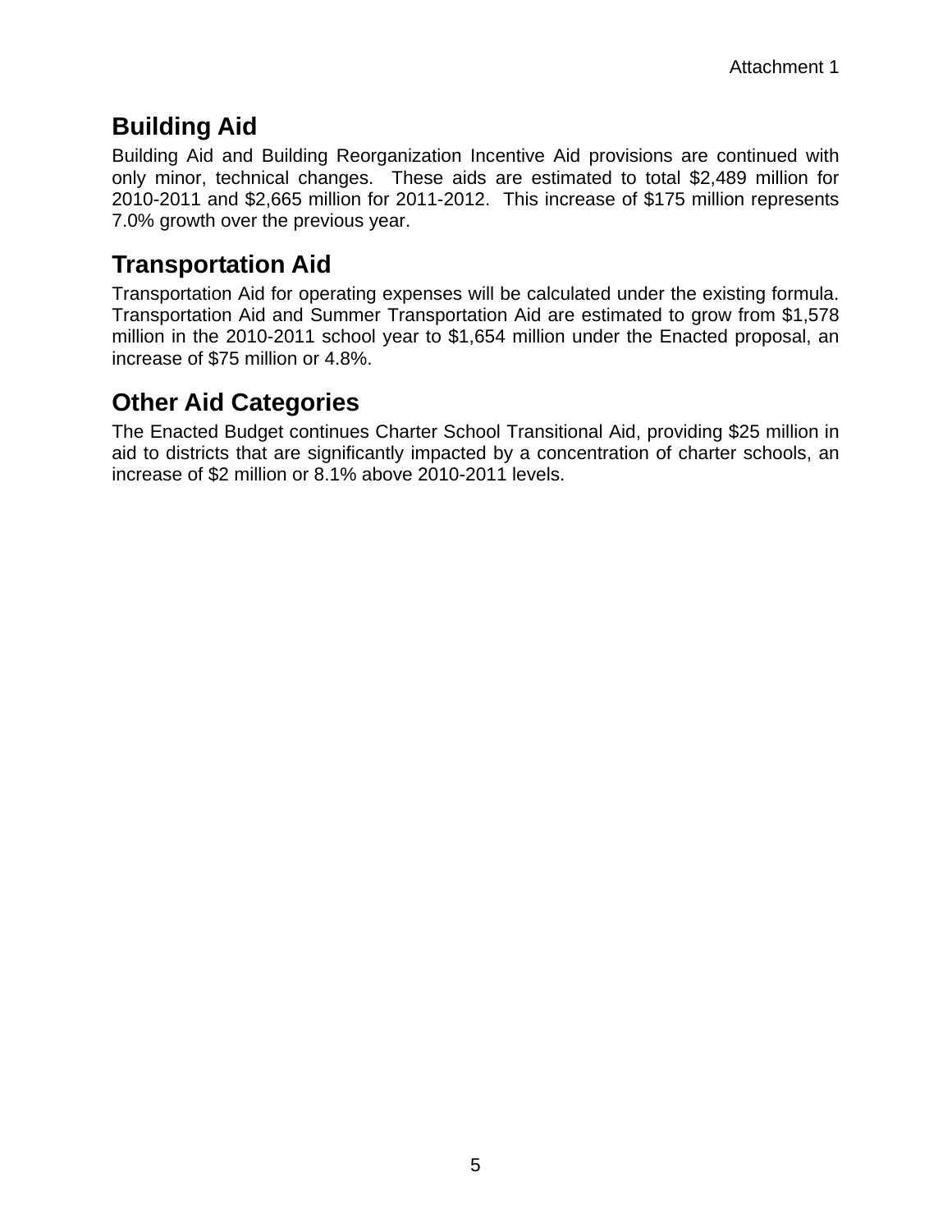## Building Aid

Building Aid and Building Reorganization Incentive Aid provisions are continued with only minor, technical changes. These aids are estimated to total $2,489 million for 2010-2011 and $2,665 million for 2011-2012. This increase of $175 million represents 7.0% growth over the previous year.

## Transportation Aid

Transportation Aid for operating expenses will be calculated under the existing formula. Transportation Aid and Summer Transportation Aid are estimated to grow from $1,578 million in the 2010-2011 school year to $1,654 million under the Enacted proposal, an increase of $75 million or 4.8%.

## Other Aid Categories

The Enacted Budget continues Charter School Transitional Aid, providing $25 million in aid to districts that are significantly impacted by a concentration of charter schools, an increase of $2 million or 8.1% above 2010-2011 levels.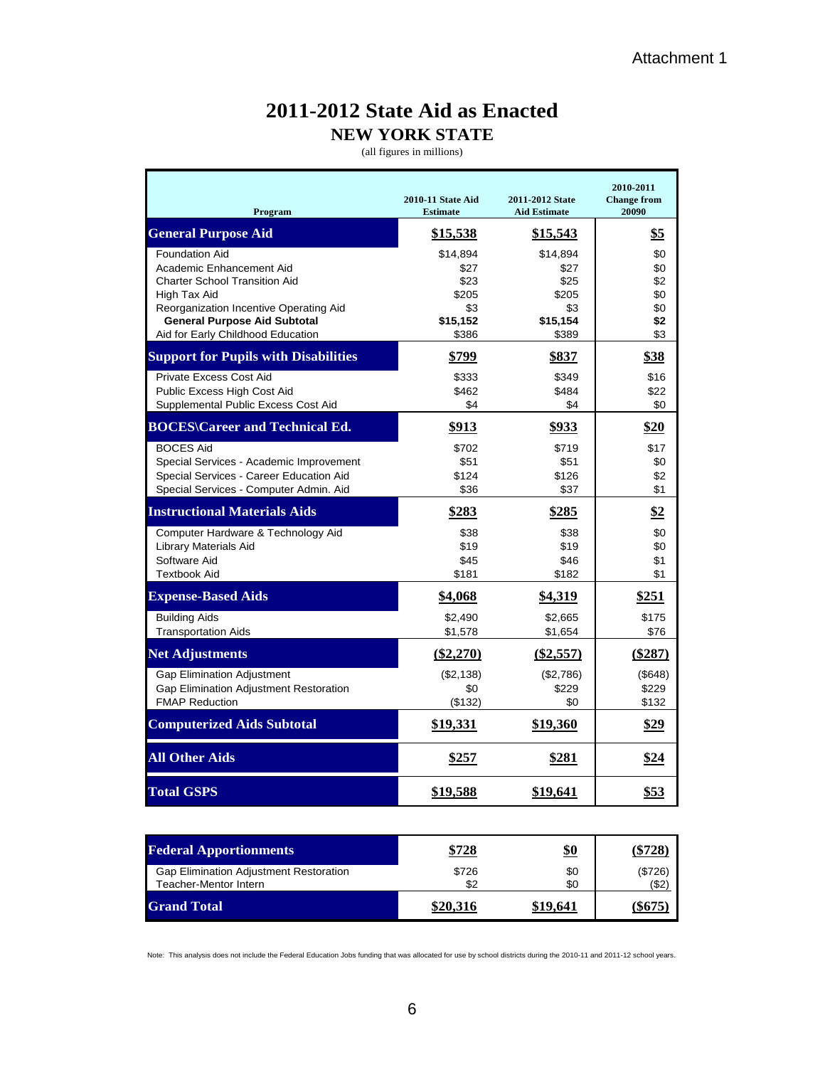Attachment 1

# 2011-2012 State Aid as Enacted

## NEW YORK STATE

(all figures in millions)

| Program | 2010-11 State Aid Estimate | 2011-2012 State Aid Estimate | 2010-2011 Change from 20090 |
|---|---|---|---|
| **General Purpose Aid** | **$15,538** | **$15,543** | **$5** |
| Foundation Aid | $14,894 | $14,894 | $0 |
| Academic Enhancement Aid | $27 | $27 | $0 |
| Charter School Transition Aid | $23 | $25 | $2 |
| High Tax Aid | $205 | $205 | $0 |
| Reorganization Incentive Operating Aid | $3 | $3 | $0 |
| **General Purpose Aid Subtotal** | **$15,152** | **$15,154** | **$2** |
| Aid for Early Childhood Education | $386 | $389 | $3 |
| **Support for Pupils with Disabilities** | **$799** | **$837** | **$38** |
| Private Excess Cost Aid | $333 | $349 | $16 |
| Public Excess High Cost Aid | $462 | $484 | $22 |
| Supplemental Public Excess Cost Aid | $4 | $4 | $0 |
| **BOCES\Career and Technical Ed.** | **$913** | **$933** | **$20** |
| BOCES Aid | $702 | $719 | $17 |
| Special Services - Academic Improvement | $51 | $51 | $0 |
| Special Services - Career Education Aid | $124 | $126 | $2 |
| Special Services - Computer Admin. Aid | $36 | $37 | $1 |
| **Instructional Materials Aids** | **$283** | **$285** | **$2** |
| Computer Hardware & Technology Aid | $38 | $38 | $0 |
| Library Materials Aid | $19 | $19 | $0 |
| Software Aid | $45 | $46 | $1 |
| Textbook Aid | $181 | $182 | $1 |
| **Expense-Based Aids** | **$4,068** | **$4,319** | **$251** |
| Building Aids | $2,490 | $2,665 | $175 |
| Transportation Aids | $1,578 | $1,654 | $76 |
| **Net Adjustments** | **($2,270)** | **($2,557)** | **($287)** |
| Gap Elimination Adjustment | ($2,138) | ($2,786) | ($648) |
| Gap Elimination Adjustment Restoration | $0 | $229 | $229 |
| FMAP Reduction | ($132) | $0 | $132 |
| **Computerized Aids Subtotal** | **$19,331** | **$19,360** | **$29** |
| **All Other Aids** | **$257** | **$281** | **$24** |
| **Total GSPS** | **$19,588** | **$19,641** | **$53** |

| | | | |
|---|---|---|---|
| **Federal Apportionments** | **$728** | **$0** | **($728)** |
| Gap Elimination Adjustment Restoration | $726 | $0 | ($726) |
| Teacher-Mentor Intern | $2 | $0 | ($2) |
| **Grand Total** | **$20,316** | **$19,641** | **($675)** |

Note: This analysis does not include the Federal Education Jobs funding that was allocated for use by school districts during the 2010-11 and 2011-12 school years.